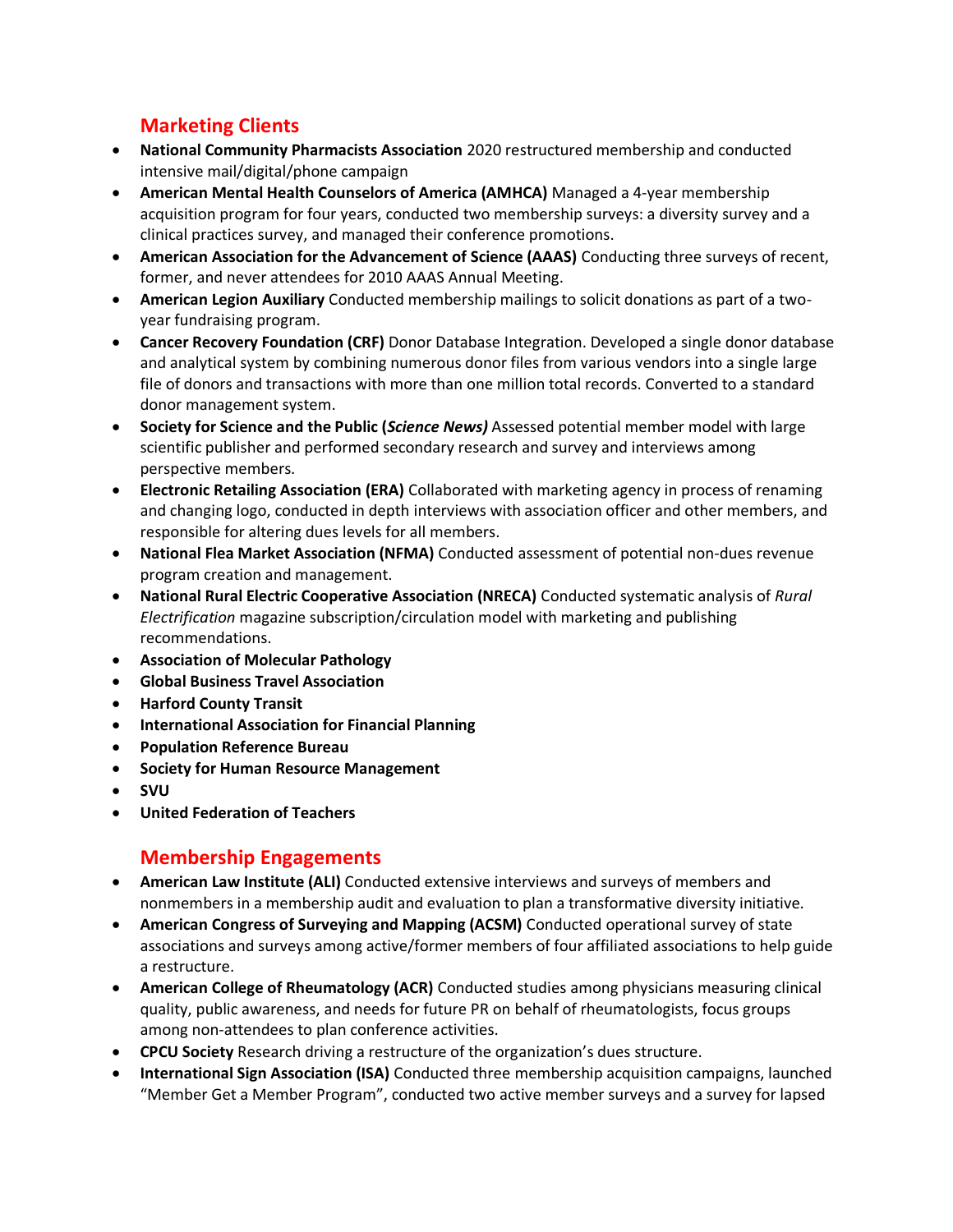## Marketing Clients

- **National Community Pharmacists Association** 2020 restructured membership and conducted intensive mail/digital/phone campaign
- **American Mental Health Counselors of America (AMHCA)** Managed a 4-year membership acquisition program for four years, conducted two membership surveys: a diversity survey and a clinical practices survey, and managed their conference promotions.
- **American Association for the Advancement of Science (AAAS)** Conducting three surveys of recent, former, and never attendees for 2010 AAAS Annual Meeting.
- **American Legion Auxiliary** Conducted membership mailings to solicit donations as part of a two-year fundraising program.
- **Cancer Recovery Foundation (CRF)** Donor Database Integration. Developed a single donor database and analytical system by combining numerous donor files from various vendors into a single large file of donors and transactions with more than one million total records. Converted to a standard donor management system.
- **Society for Science and the Public (*Science News)*** Assessed potential member model with large scientific publisher and performed secondary research and survey and interviews among perspective members.
- **Electronic Retailing Association (ERA)** Collaborated with marketing agency in process of renaming and changing logo, conducted in depth interviews with association officer and other members, and responsible for altering dues levels for all members.
- **National Flea Market Association (NFMA)** Conducted assessment of potential non-dues revenue program creation and management.
- **National Rural Electric Cooperative Association (NRECA)** Conducted systematic analysis of *Rural Electrification* magazine subscription/circulation model with marketing and publishing recommendations.
- **Association of Molecular Pathology**
- **Global Business Travel Association**
- **Harford County Transit**
- **International Association for Financial Planning**
- **Population Reference Bureau**
- **Society for Human Resource Management**
- **SVU**
- **United Federation of Teachers**

## Membership Engagements

- **American Law Institute (ALI)** Conducted extensive interviews and surveys of members and nonmembers in a membership audit and evaluation to plan a transformative diversity initiative.
- **American Congress of Surveying and Mapping (ACSM)** Conducted operational survey of state associations and surveys among active/former members of four affiliated associations to help guide a restructure.
- **American College of Rheumatology (ACR)** Conducted studies among physicians measuring clinical quality, public awareness, and needs for future PR on behalf of rheumatologists, focus groups among non-attendees to plan conference activities.
- **CPCU Society** Research driving a restructure of the organization's dues structure.
- **International Sign Association (ISA)** Conducted three membership acquisition campaigns, launched "Member Get a Member Program", conducted two active member surveys and a survey for lapsed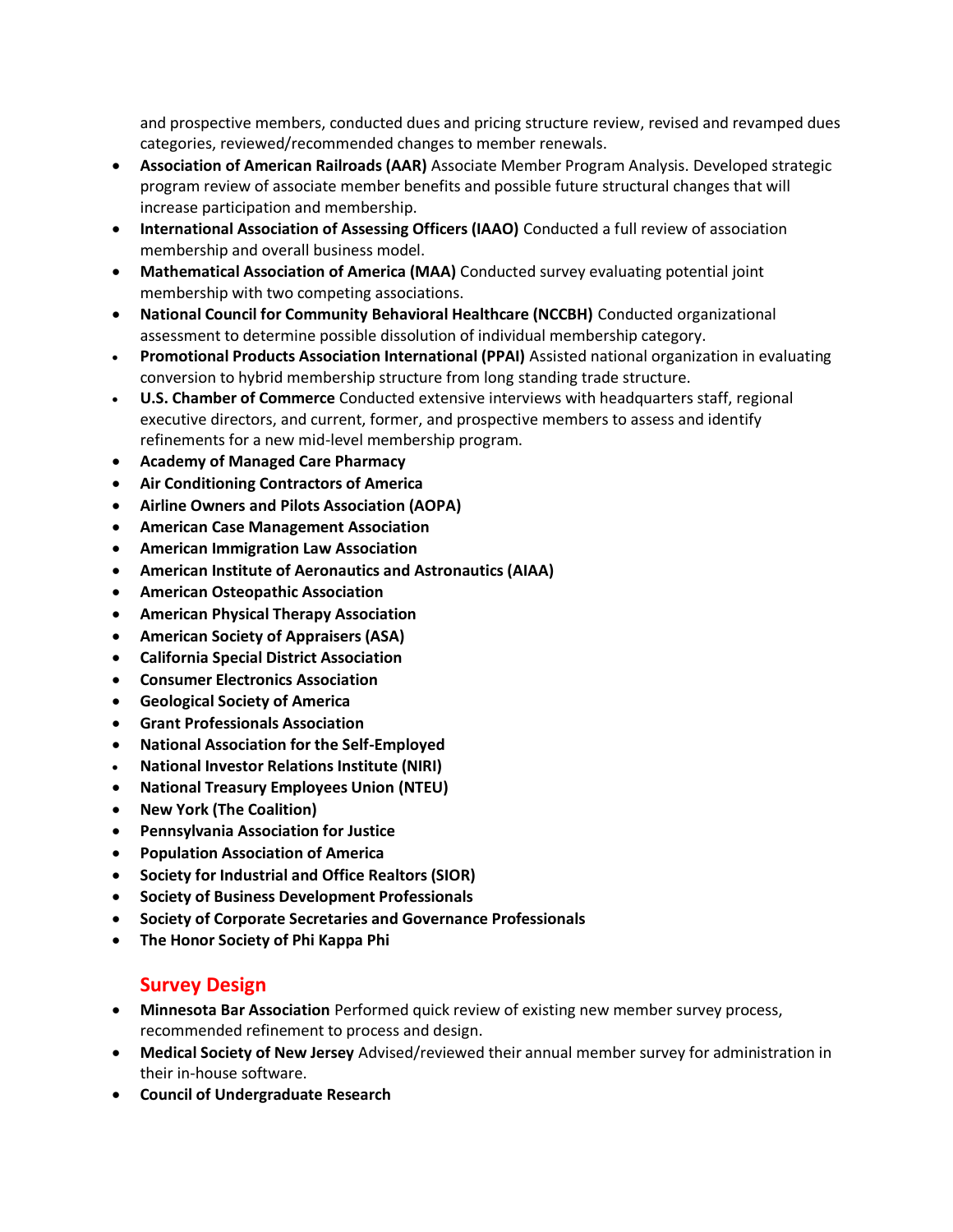and prospective members, conducted dues and pricing structure review, revised and revamped dues categories, reviewed/recommended changes to member renewals.

- **Association of American Railroads (AAR)** Associate Member Program Analysis. Developed strategic program review of associate member benefits and possible future structural changes that will increase participation and membership.
- **International Association of Assessing Officers (IAAO)** Conducted a full review of association membership and overall business model.
- **Mathematical Association of America (MAA)** Conducted survey evaluating potential joint membership with two competing associations.
- **National Council for Community Behavioral Healthcare (NCCBH)** Conducted organizational assessment to determine possible dissolution of individual membership category.
- **Promotional Products Association International (PPAI)** Assisted national organization in evaluating conversion to hybrid membership structure from long standing trade structure.
- **U.S. Chamber of Commerce** Conducted extensive interviews with headquarters staff, regional executive directors, and current, former, and prospective members to assess and identify refinements for a new mid-level membership program.
- **Academy of Managed Care Pharmacy**
- **Air Conditioning Contractors of America**
- **Airline Owners and Pilots Association (AOPA)**
- **American Case Management Association**
- **American Immigration Law Association**
- **American Institute of Aeronautics and Astronautics (AIAA)**
- **American Osteopathic Association**
- **American Physical Therapy Association**
- **American Society of Appraisers (ASA)**
- **California Special District Association**
- **Consumer Electronics Association**
- **Geological Society of America**
- **Grant Professionals Association**
- **National Association for the Self-Employed**
- **National Investor Relations Institute (NIRI)**
- **National Treasury Employees Union (NTEU)**
- **New York (The Coalition)**
- **Pennsylvania Association for Justice**
- **Population Association of America**
- **Society for Industrial and Office Realtors (SIOR)**
- **Society of Business Development Professionals**
- **Society of Corporate Secretaries and Governance Professionals**
- **The Honor Society of Phi Kappa Phi**

## Survey Design

- **Minnesota Bar Association** Performed quick review of existing new member survey process, recommended refinement to process and design.
- **Medical Society of New Jersey** Advised/reviewed their annual member survey for administration in their in-house software.
- **Council of Undergraduate Research**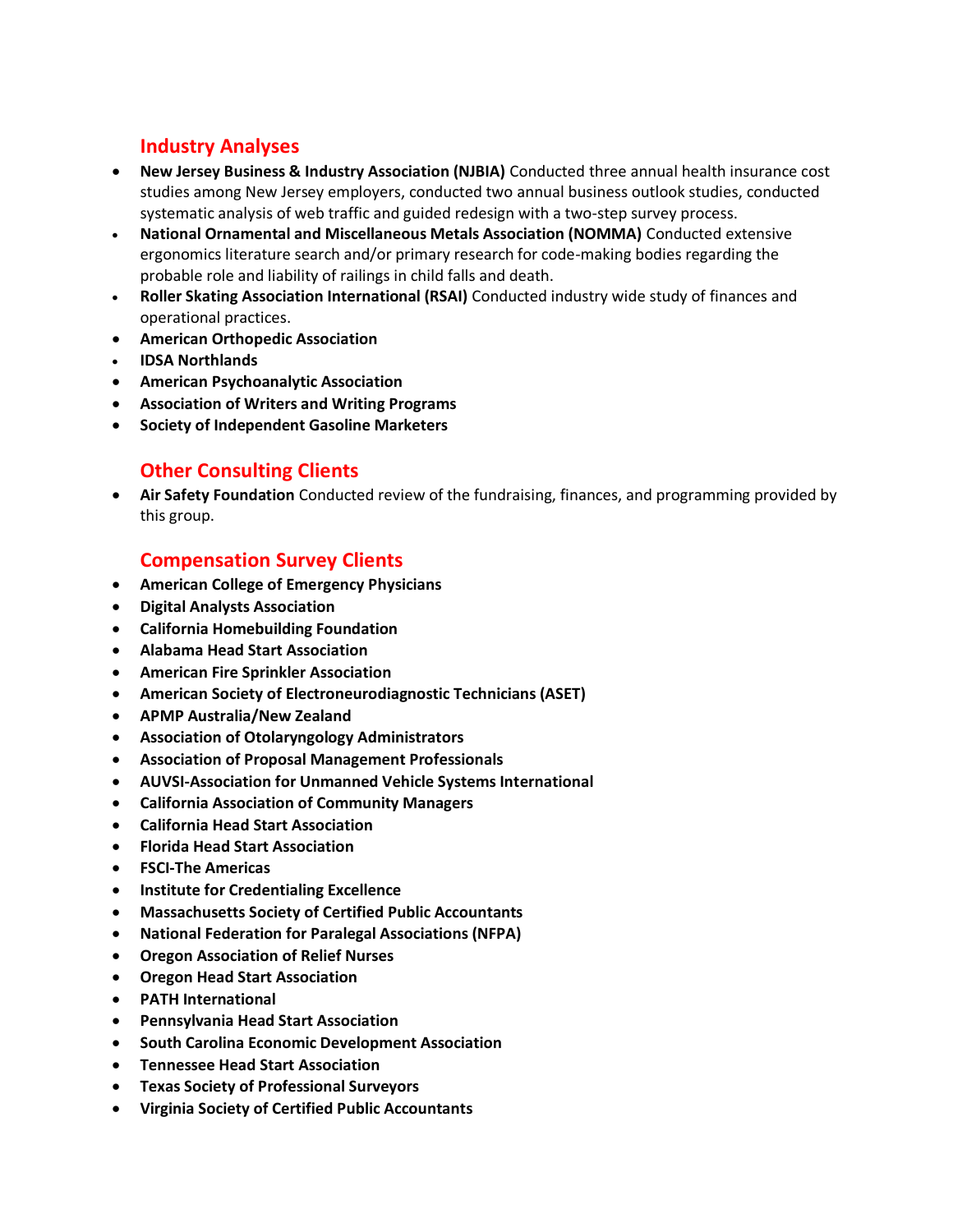## Industry Analyses

- **New Jersey Business & Industry Association (NJBIA)** Conducted three annual health insurance cost studies among New Jersey employers, conducted two annual business outlook studies, conducted systematic analysis of web traffic and guided redesign with a two-step survey process.
- **National Ornamental and Miscellaneous Metals Association (NOMMA)** Conducted extensive ergonomics literature search and/or primary research for code-making bodies regarding the probable role and liability of railings in child falls and death.
- **Roller Skating Association International (RSAI)** Conducted industry wide study of finances and operational practices.
- **American Orthopedic Association**
- **IDSA Northlands**
- **American Psychoanalytic Association**
- **Association of Writers and Writing Programs**
- **Society of Independent Gasoline Marketers**

## Other Consulting Clients

- **Air Safety Foundation** Conducted review of the fundraising, finances, and programming provided by this group.

## Compensation Survey Clients

- **American College of Emergency Physicians**
- **Digital Analysts Association**
- **California Homebuilding Foundation**
- **Alabama Head Start Association**
- **American Fire Sprinkler Association**
- **American Society of Electroneurodiagnostic Technicians (ASET)**
- **APMP Australia/New Zealand**
- **Association of Otolaryngology Administrators**
- **Association of Proposal Management Professionals**
- **AUVSI-Association for Unmanned Vehicle Systems International**
- **California Association of Community Managers**
- **California Head Start Association**
- **Florida Head Start Association**
- **FSCI-The Americas**
- **Institute for Credentialing Excellence**
- **Massachusetts Society of Certified Public Accountants**
- **National Federation for Paralegal Associations (NFPA)**
- **Oregon Association of Relief Nurses**
- **Oregon Head Start Association**
- **PATH International**
- **Pennsylvania Head Start Association**
- **South Carolina Economic Development Association**
- **Tennessee Head Start Association**
- **Texas Society of Professional Surveyors**
- **Virginia Society of Certified Public Accountants**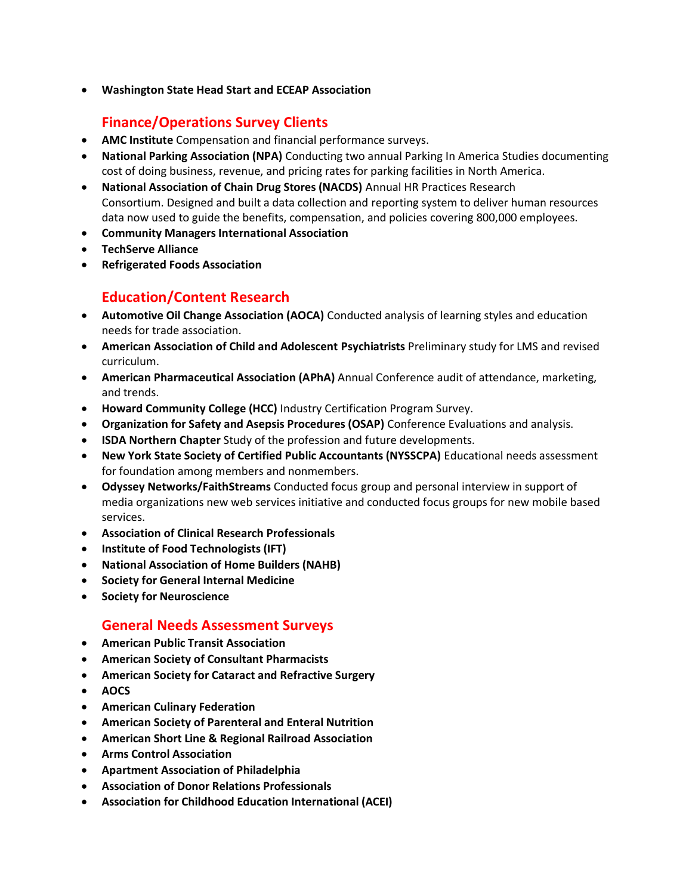- **Washington State Head Start and ECEAP Association**

## Finance/Operations Survey Clients

- **AMC Institute** Compensation and financial performance surveys.
- **National Parking Association (NPA)** Conducting two annual Parking In America Studies documenting cost of doing business, revenue, and pricing rates for parking facilities in North America.
- **National Association of Chain Drug Stores (NACDS)** Annual HR Practices Research Consortium. Designed and built a data collection and reporting system to deliver human resources data now used to guide the benefits, compensation, and policies covering 800,000 employees.
- **Community Managers International Association**
- **TechServe Alliance**
- **Refrigerated Foods Association**

## Education/Content Research

- **Automotive Oil Change Association (AOCA)** Conducted analysis of learning styles and education needs for trade association.
- **American Association of Child and Adolescent Psychiatrists** Preliminary study for LMS and revised curriculum.
- **American Pharmaceutical Association (APhA)** Annual Conference audit of attendance, marketing, and trends.
- **Howard Community College (HCC)** Industry Certification Program Survey.
- **Organization for Safety and Asepsis Procedures (OSAP)** Conference Evaluations and analysis.
- **ISDA Northern Chapter** Study of the profession and future developments.
- **New York State Society of Certified Public Accountants (NYSSCPA)** Educational needs assessment for foundation among members and nonmembers.
- **Odyssey Networks/FaithStreams** Conducted focus group and personal interview in support of media organizations new web services initiative and conducted focus groups for new mobile based services.
- **Association of Clinical Research Professionals**
- **Institute of Food Technologists (IFT)**
- **National Association of Home Builders (NAHB)**
- **Society for General Internal Medicine**
- **Society for Neuroscience**

## General Needs Assessment Surveys

- **American Public Transit Association**
- **American Society of Consultant Pharmacists**
- **American Society for Cataract and Refractive Surgery**
- **AOCS**
- **American Culinary Federation**
- **American Society of Parenteral and Enteral Nutrition**
- **American Short Line & Regional Railroad Association**
- **Arms Control Association**
- **Apartment Association of Philadelphia**
- **Association of Donor Relations Professionals**
- **Association for Childhood Education International (ACEI)**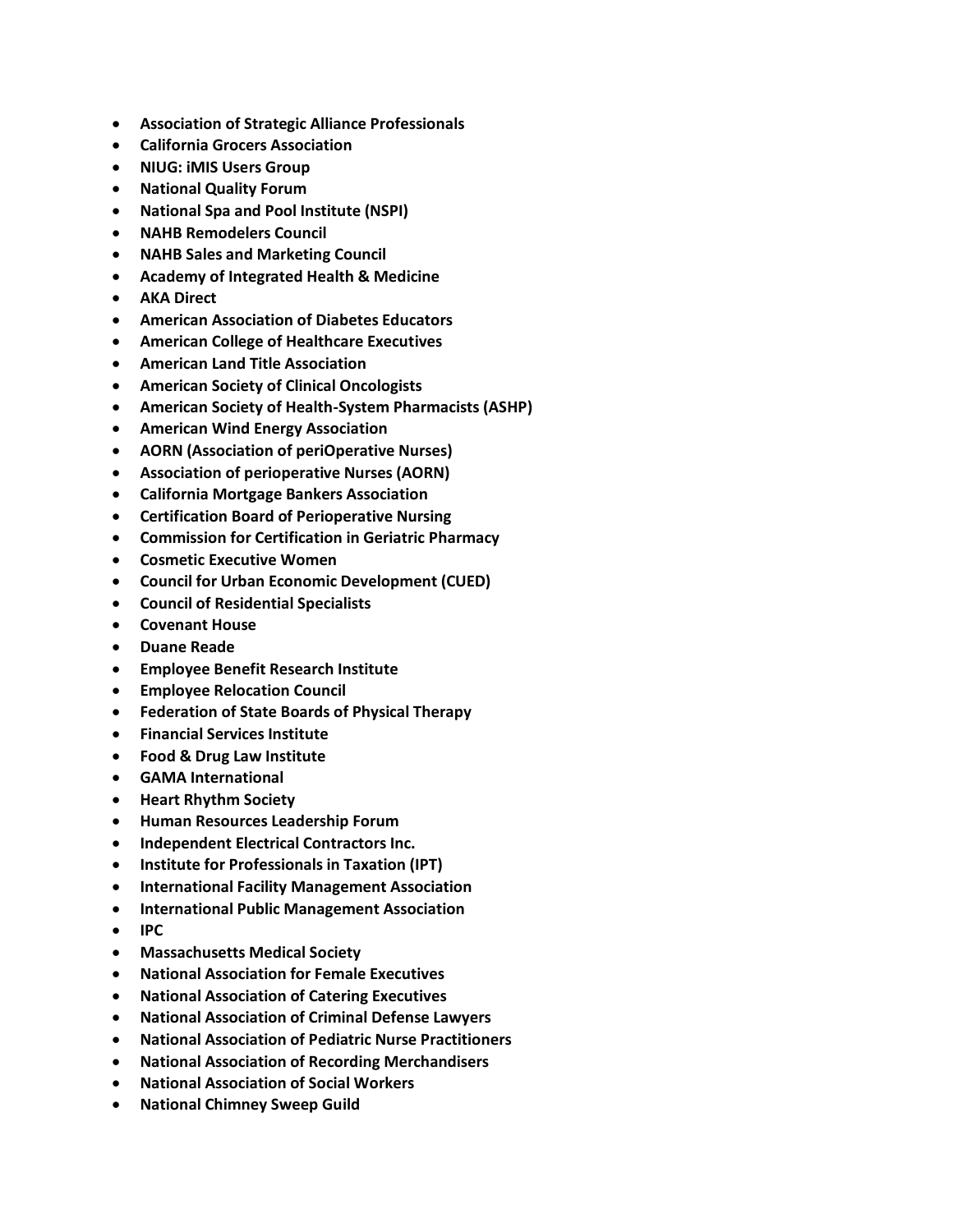- **Association of Strategic Alliance Professionals**
- **California Grocers Association**
- **NIUG: iMIS Users Group**
- **National Quality Forum**
- **National Spa and Pool Institute (NSPI)**
- **NAHB Remodelers Council**
- **NAHB Sales and Marketing Council**
- **Academy of Integrated Health & Medicine**
- **AKA Direct**
- **American Association of Diabetes Educators**
- **American College of Healthcare Executives**
- **American Land Title Association**
- **American Society of Clinical Oncologists**
- **American Society of Health-System Pharmacists (ASHP)**
- **American Wind Energy Association**
- **AORN (Association of periOperative Nurses)**
- **Association of perioperative Nurses (AORN)**
- **California Mortgage Bankers Association**
- **Certification Board of Perioperative Nursing**
- **Commission for Certification in Geriatric Pharmacy**
- **Cosmetic Executive Women**
- **Council for Urban Economic Development (CUED)**
- **Council of Residential Specialists**
- **Covenant House**
- **Duane Reade**
- **Employee Benefit Research Institute**
- **Employee Relocation Council**
- **Federation of State Boards of Physical Therapy**
- **Financial Services Institute**
- **Food & Drug Law Institute**
- **GAMA International**
- **Heart Rhythm Society**
- **Human Resources Leadership Forum**
- **Independent Electrical Contractors Inc.**
- **Institute for Professionals in Taxation (IPT)**
- **International Facility Management Association**
- **International Public Management Association**
- **IPC**
- **Massachusetts Medical Society**
- **National Association for Female Executives**
- **National Association of Catering Executives**
- **National Association of Criminal Defense Lawyers**
- **National Association of Pediatric Nurse Practitioners**
- **National Association of Recording Merchandisers**
- **National Association of Social Workers**
- **National Chimney Sweep Guild**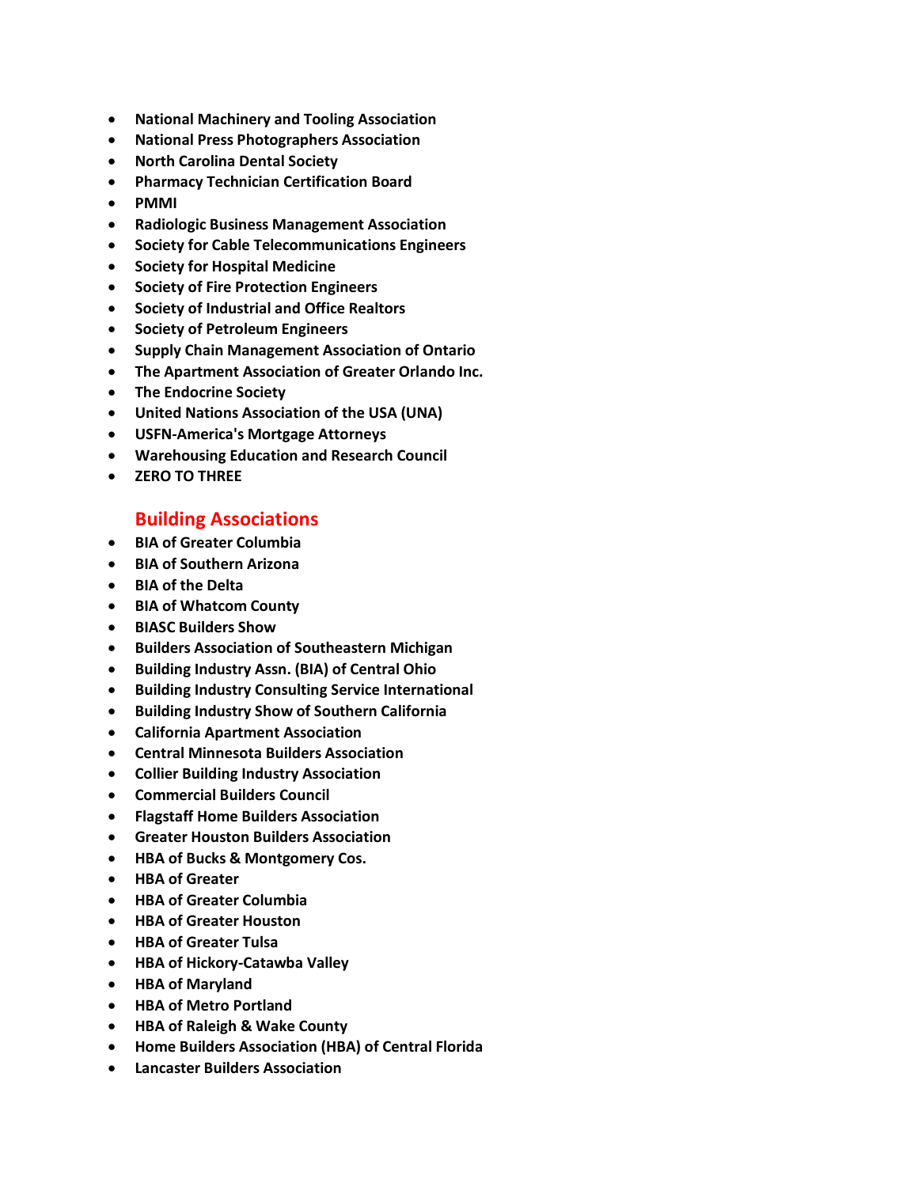- **National Machinery and Tooling Association**
- **National Press Photographers Association**
- **North Carolina Dental Society**
- **Pharmacy Technician Certification Board**
- **PMMI**
- **Radiologic Business Management Association**
- **Society for Cable Telecommunications Engineers**
- **Society for Hospital Medicine**
- **Society of Fire Protection Engineers**
- **Society of Industrial and Office Realtors**
- **Society of Petroleum Engineers**
- **Supply Chain Management Association of Ontario**
- **The Apartment Association of Greater Orlando Inc.**
- **The Endocrine Society**
- **United Nations Association of the USA (UNA)**
- **USFN-America's Mortgage Attorneys**
- **Warehousing Education and Research Council**
- **ZERO TO THREE**

## Building Associations

- **BIA of Greater Columbia**
- **BIA of Southern Arizona**
- **BIA of the Delta**
- **BIA of Whatcom County**
- **BIASC Builders Show**
- **Builders Association of Southeastern Michigan**
- **Building Industry Assn. (BIA) of Central Ohio**
- **Building Industry Consulting Service International**
- **Building Industry Show of Southern California**
- **California Apartment Association**
- **Central Minnesota Builders Association**
- **Collier Building Industry Association**
- **Commercial Builders Council**
- **Flagstaff Home Builders Association**
- **Greater Houston Builders Association**
- **HBA of Bucks & Montgomery Cos.**
- **HBA of Greater**
- **HBA of Greater Columbia**
- **HBA of Greater Houston**
- **HBA of Greater Tulsa**
- **HBA of Hickory-Catawba Valley**
- **HBA of Maryland**
- **HBA of Metro Portland**
- **HBA of Raleigh & Wake County**
- **Home Builders Association (HBA) of Central Florida**
- **Lancaster Builders Association**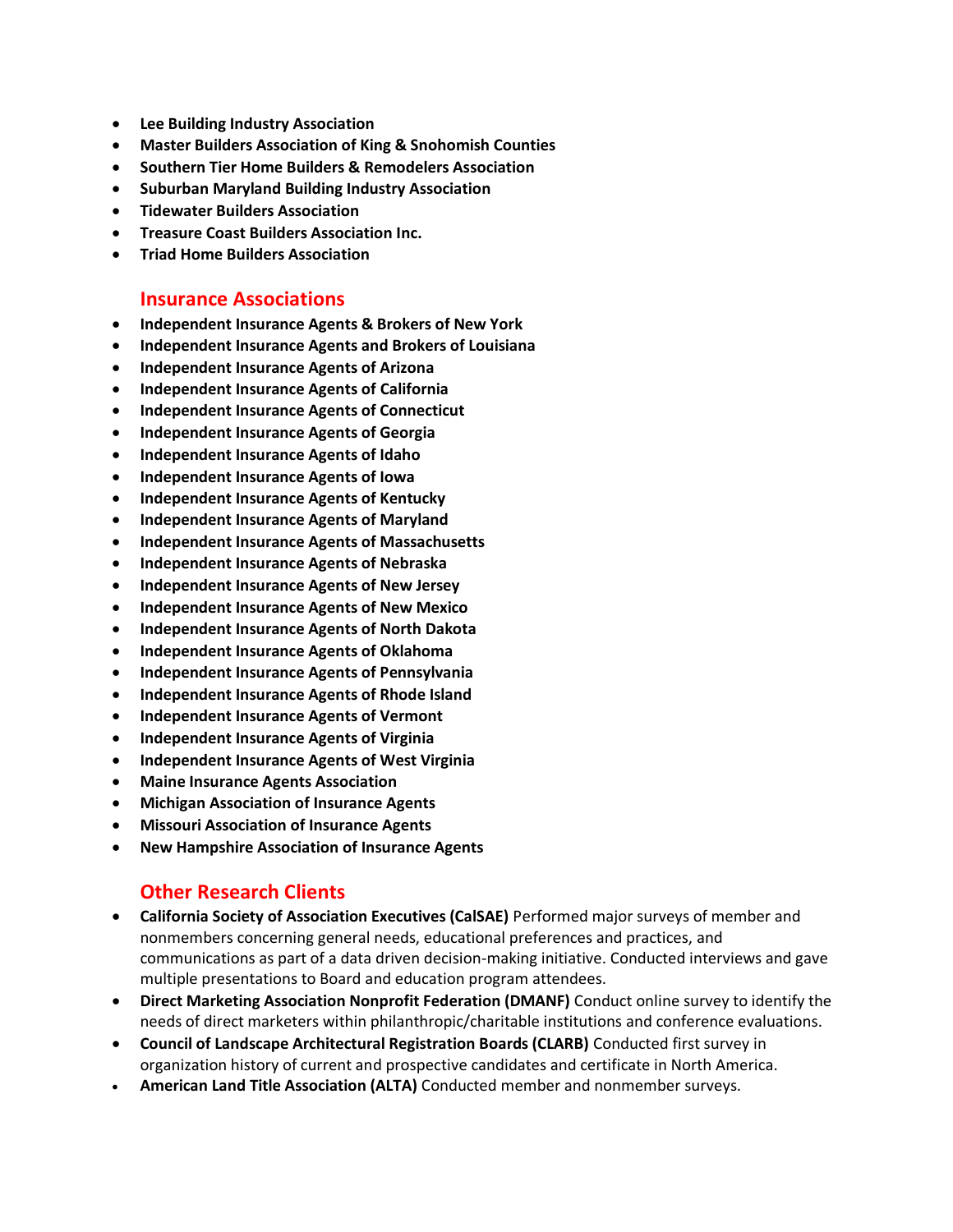- **Lee Building Industry Association**
- **Master Builders Association of King & Snohomish Counties**
- **Southern Tier Home Builders & Remodelers Association**
- **Suburban Maryland Building Industry Association**
- **Tidewater Builders Association**
- **Treasure Coast Builders Association Inc.**
- **Triad Home Builders Association**

## Insurance Associations

- **Independent Insurance Agents & Brokers of New York**
- **Independent Insurance Agents and Brokers of Louisiana**
- **Independent Insurance Agents of Arizona**
- **Independent Insurance Agents of California**
- **Independent Insurance Agents of Connecticut**
- **Independent Insurance Agents of Georgia**
- **Independent Insurance Agents of Idaho**
- **Independent Insurance Agents of Iowa**
- **Independent Insurance Agents of Kentucky**
- **Independent Insurance Agents of Maryland**
- **Independent Insurance Agents of Massachusetts**
- **Independent Insurance Agents of Nebraska**
- **Independent Insurance Agents of New Jersey**
- **Independent Insurance Agents of New Mexico**
- **Independent Insurance Agents of North Dakota**
- **Independent Insurance Agents of Oklahoma**
- **Independent Insurance Agents of Pennsylvania**
- **Independent Insurance Agents of Rhode Island**
- **Independent Insurance Agents of Vermont**
- **Independent Insurance Agents of Virginia**
- **Independent Insurance Agents of West Virginia**
- **Maine Insurance Agents Association**
- **Michigan Association of Insurance Agents**
- **Missouri Association of Insurance Agents**
- **New Hampshire Association of Insurance Agents**

## Other Research Clients

- **California Society of Association Executives (CalSAE)** Performed major surveys of member and nonmembers concerning general needs, educational preferences and practices, and communications as part of a data driven decision-making initiative. Conducted interviews and gave multiple presentations to Board and education program attendees.
- **Direct Marketing Association Nonprofit Federation (DMANF)** Conduct online survey to identify the needs of direct marketers within philanthropic/charitable institutions and conference evaluations.
- **Council of Landscape Architectural Registration Boards (CLARB)** Conducted first survey in organization history of current and prospective candidates and certificate in North America.
- **American Land Title Association (ALTA)** Conducted member and nonmember surveys.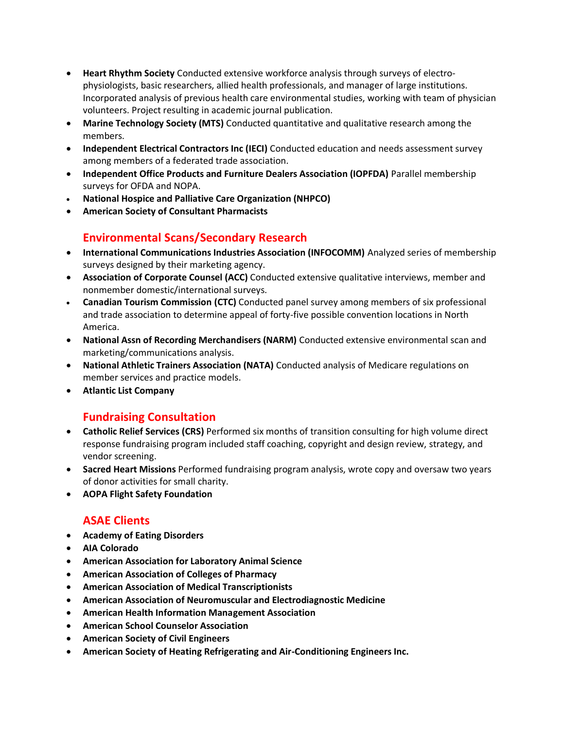- **Heart Rhythm Society** Conducted extensive workforce analysis through surveys of electro-physiologists, basic researchers, allied health professionals, and manager of large institutions. Incorporated analysis of previous health care environmental studies, working with team of physician volunteers. Project resulting in academic journal publication.
- **Marine Technology Society (MTS)** Conducted quantitative and qualitative research among the members.
- **Independent Electrical Contractors Inc (IECI)** Conducted education and needs assessment survey among members of a federated trade association.
- **Independent Office Products and Furniture Dealers Association (IOPFDA)** Parallel membership surveys for OFDA and NOPA.
- **National Hospice and Palliative Care Organization (NHPCO)**
- **American Society of Consultant Pharmacists**

## Environmental Scans/Secondary Research

- **International Communications Industries Association (INFOCOMM)** Analyzed series of membership surveys designed by their marketing agency.
- **Association of Corporate Counsel (ACC)** Conducted extensive qualitative interviews, member and nonmember domestic/international surveys.
- **Canadian Tourism Commission (CTC)** Conducted panel survey among members of six professional and trade association to determine appeal of forty-five possible convention locations in North America.
- **National Assn of Recording Merchandisers (NARM)** Conducted extensive environmental scan and marketing/communications analysis.
- **National Athletic Trainers Association (NATA)** Conducted analysis of Medicare regulations on member services and practice models.
- **Atlantic List Company**

## Fundraising Consultation

- **Catholic Relief Services (CRS)** Performed six months of transition consulting for high volume direct response fundraising program included staff coaching, copyright and design review, strategy, and vendor screening.
- **Sacred Heart Missions** Performed fundraising program analysis, wrote copy and oversaw two years of donor activities for small charity.
- **AOPA Flight Safety Foundation**

## ASAE Clients

- **Academy of Eating Disorders**
- **AIA Colorado**
- **American Association for Laboratory Animal Science**
- **American Association of Colleges of Pharmacy**
- **American Association of Medical Transcriptionists**
- **American Association of Neuromuscular and Electrodiagnostic Medicine**
- **American Health Information Management Association**
- **American School Counselor Association**
- **American Society of Civil Engineers**
- **American Society of Heating Refrigerating and Air-Conditioning Engineers Inc.**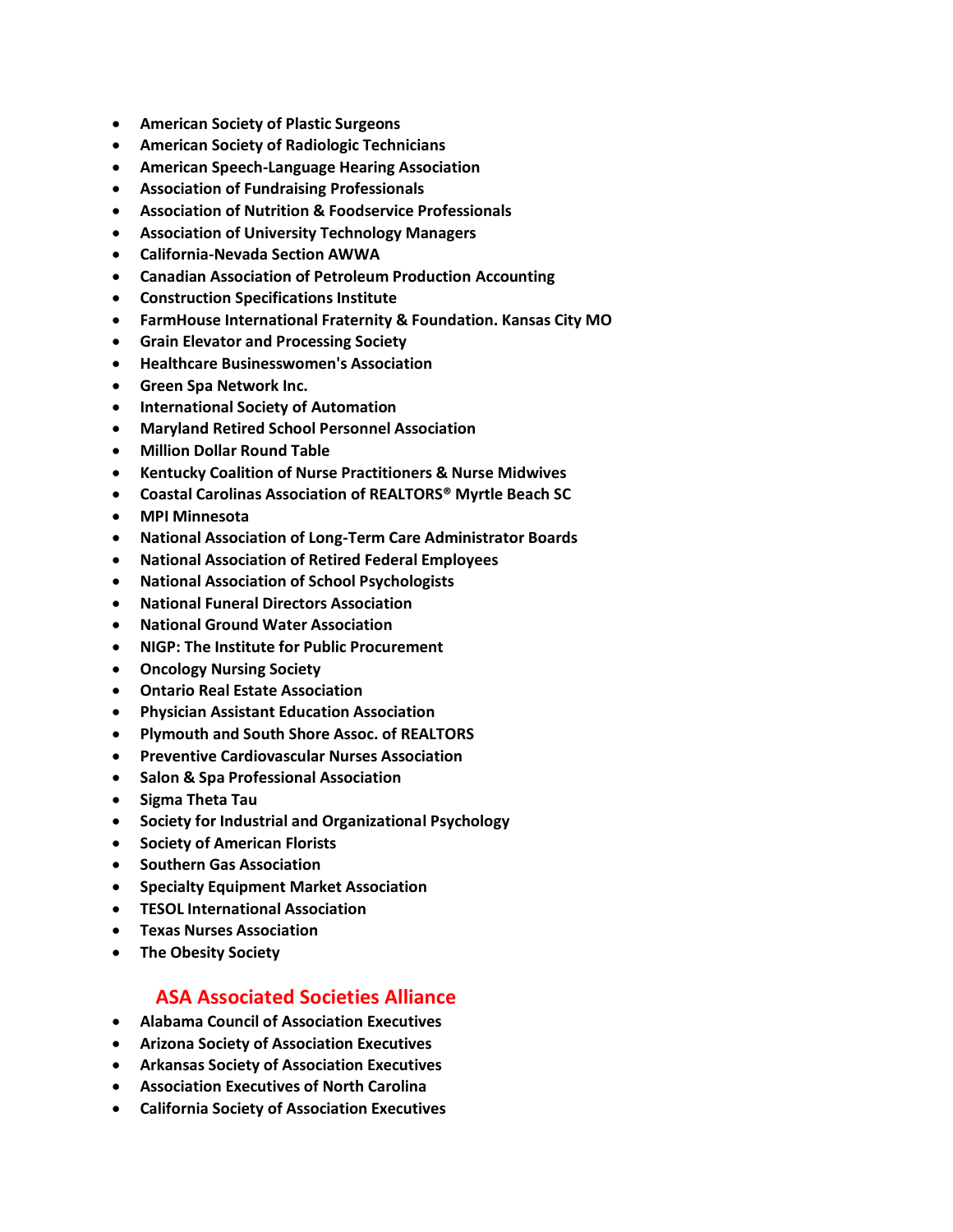- **American Society of Plastic Surgeons**
- **American Society of Radiologic Technicians**
- **American Speech-Language Hearing Association**
- **Association of Fundraising Professionals**
- **Association of Nutrition & Foodservice Professionals**
- **Association of University Technology Managers**
- **California-Nevada Section AWWA**
- **Canadian Association of Petroleum Production Accounting**
- **Construction Specifications Institute**
- **FarmHouse International Fraternity & Foundation. Kansas City MO**
- **Grain Elevator and Processing Society**
- **Healthcare Businesswomen's Association**
- **Green Spa Network Inc.**
- **International Society of Automation**
- **Maryland Retired School Personnel Association**
- **Million Dollar Round Table**
- **Kentucky Coalition of Nurse Practitioners & Nurse Midwives**
- **Coastal Carolinas Association of REALTORS® Myrtle Beach SC**
- **MPI Minnesota**
- **National Association of Long-Term Care Administrator Boards**
- **National Association of Retired Federal Employees**
- **National Association of School Psychologists**
- **National Funeral Directors Association**
- **National Ground Water Association**
- **NIGP: The Institute for Public Procurement**
- **Oncology Nursing Society**
- **Ontario Real Estate Association**
- **Physician Assistant Education Association**
- **Plymouth and South Shore Assoc. of REALTORS**
- **Preventive Cardiovascular Nurses Association**
- **Salon & Spa Professional Association**
- **Sigma Theta Tau**
- **Society for Industrial and Organizational Psychology**
- **Society of American Florists**
- **Southern Gas Association**
- **Specialty Equipment Market Association**
- **TESOL International Association**
- **Texas Nurses Association**
- **The Obesity Society**

## ASA Associated Societies Alliance

- **Alabama Council of Association Executives**
- **Arizona Society of Association Executives**
- **Arkansas Society of Association Executives**
- **Association Executives of North Carolina**
- **California Society of Association Executives**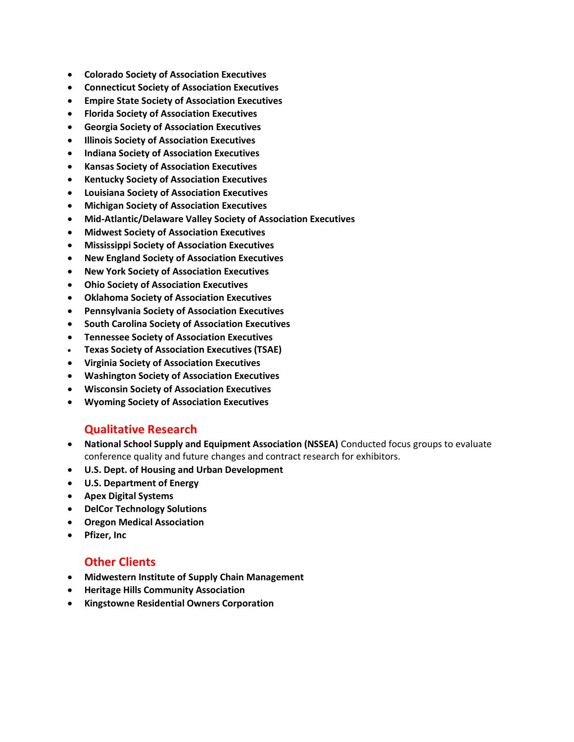- **Colorado Society of Association Executives**
- **Connecticut Society of Association Executives**
- **Empire State Society of Association Executives**
- **Florida Society of Association Executives**
- **Georgia Society of Association Executives**
- **Illinois Society of Association Executives**
- **Indiana Society of Association Executives**
- **Kansas Society of Association Executives**
- **Kentucky Society of Association Executives**
- **Louisiana Society of Association Executives**
- **Michigan Society of Association Executives**
- **Mid-Atlantic/Delaware Valley Society of Association Executives**
- **Midwest Society of Association Executives**
- **Mississippi Society of Association Executives**
- **New England Society of Association Executives**
- **New York Society of Association Executives**
- **Ohio Society of Association Executives**
- **Oklahoma Society of Association Executives**
- **Pennsylvania Society of Association Executives**
- **South Carolina Society of Association Executives**
- **Tennessee Society of Association Executives**
- **Texas Society of Association Executives (TSAE)**
- **Virginia Society of Association Executives**
- **Washington Society of Association Executives**
- **Wisconsin Society of Association Executives**
- **Wyoming Society of Association Executives**

## Qualitative Research

- **National School Supply and Equipment Association (NSSEA)** Conducted focus groups to evaluate conference quality and future changes and contract research for exhibitors.
- **U.S. Dept. of Housing and Urban Development**
- **U.S. Department of Energy**
- **Apex Digital Systems**
- **DelCor Technology Solutions**
- **Oregon Medical Association**
- **Pfizer, Inc**

## Other Clients

- **Midwestern Institute of Supply Chain Management**
- **Heritage Hills Community Association**
- **Kingstowne Residential Owners Corporation**